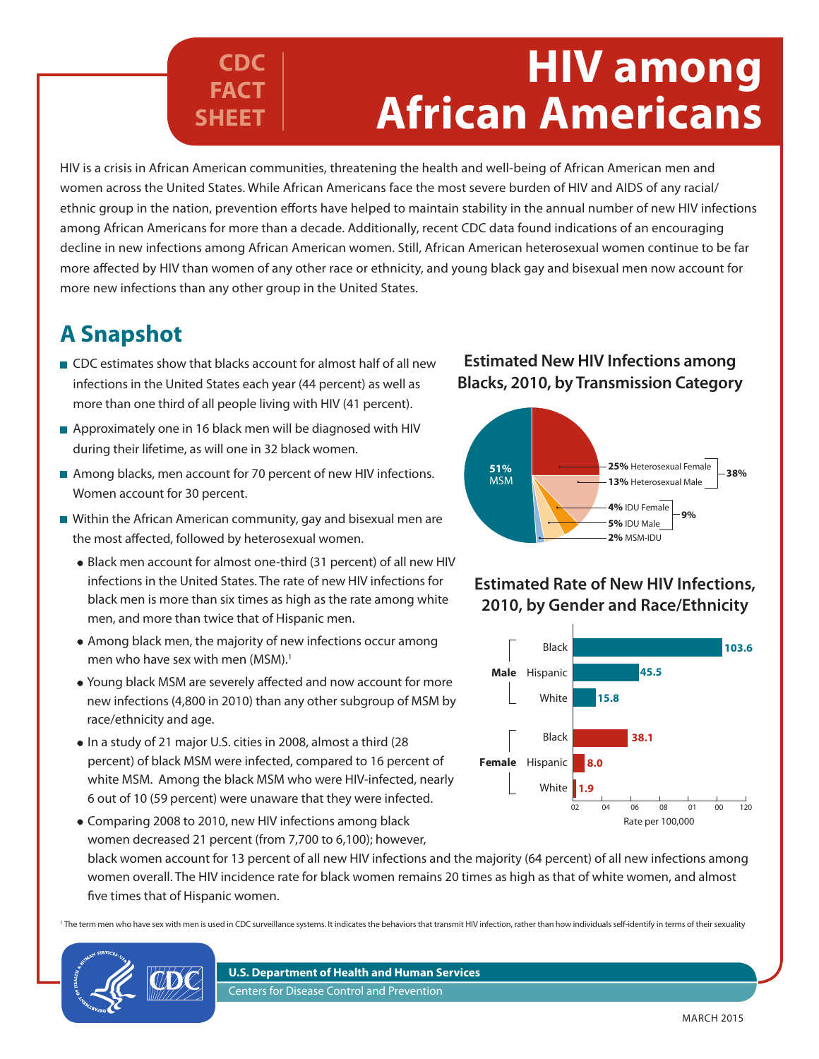CDC FACT SHEET

# HIV among African Americans

HIV is a crisis in African American communities, threatening the health and well-being of African American men and women across the United States. While African Americans face the most severe burden of HIV and AIDS of any racial/ethnic group in the nation, prevention efforts have helped to maintain stability in the annual number of new HIV infections among African Americans for more than a decade. Additionally, recent CDC data found indications of an encouraging decline in new infections among African American women. Still, African American heterosexual women continue to be far more affected by HIV than women of any other race or ethnicity, and young black gay and bisexual men now account for more new infections than any other group in the United States.

## A Snapshot

- CDC estimates show that blacks account for almost half of all new infections in the United States each year (44 percent) as well as more than one third of all people living with HIV (41 percent).
- Approximately one in 16 black men will be diagnosed with HIV during their lifetime, as will one in 32 black women.
- Among blacks, men account for 70 percent of new HIV infections. Women account for 30 percent.
- Within the African American community, gay and bisexual men are the most affected, followed by heterosexual women.
  - Black men account for almost one-third (31 percent) of all new HIV infections in the United States. The rate of new HIV infections for black men is more than six times as high as the rate among white men, and more than twice that of Hispanic men.
  - Among black men, the majority of new infections occur among men who have sex with men (MSM).[1]
  - Young black MSM are severely affected and now account for more new infections (4,800 in 2010) than any other subgroup of MSM by race/ethnicity and age.
  - In a study of 21 major U.S. cities in 2008, almost a third (28 percent) of black MSM were infected, compared to 16 percent of white MSM. Among the black MSM who were HIV-infected, nearly 6 out of 10 (59 percent) were unaware that they were infected.
  - Comparing 2008 to 2010, new HIV infections among black women decreased 21 percent (from 7,700 to 6,100); however, black women account for 13 percent of all new HIV infections and the majority (64 percent) of all new infections among women overall. The HIV incidence rate for black women remains 20 times as high as that of white women, and almost five times that of Hispanic women.

**Estimated New HIV Infections among Blacks, 2010, by Transmission Category**

| Transmission Category | Percent | Group |
|---|---|---|
| MSM | 51% | |
| Heterosexual Female | 25% | 38% |
| Heterosexual Male | 13% | |
| IDU Female | 4% | 9% |
| IDU Male | 5% | |
| MSM-IDU | 2% | |

**Estimated Rate of New HIV Infections, 2010, by Gender and Race/Ethnicity**

| Gender | Race/Ethnicity | Rate per 100,000 |
|---|---|---|
| Male | Black | 103.6 |
| Male | Hispanic | 45.5 |
| Male | White | 15.8 |
| Female | Black | 38.1 |
| Female | Hispanic | 8.0 |
| Female | White | 1.9 |

[1] The term men who have sex with men is used in CDC surveillance systems. It indicates the behaviors that transmit HIV infection, rather than how individuals self-identify in terms of their sexuality

U.S. Department of Health and Human Services
Centers for Disease Control and Prevention

MARCH 2015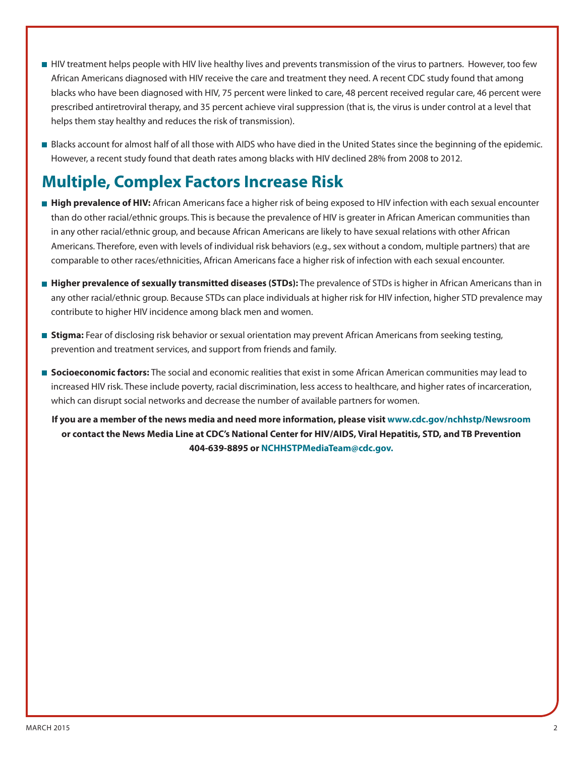- HIV treatment helps people with HIV live healthy lives and prevents transmission of the virus to partners. However, too few African Americans diagnosed with HIV receive the care and treatment they need. A recent CDC study found that among blacks who have been diagnosed with HIV, 75 percent were linked to care, 48 percent received regular care, 46 percent were prescribed antiretroviral therapy, and 35 percent achieve viral suppression (that is, the virus is under control at a level that helps them stay healthy and reduces the risk of transmission).
- Blacks account for almost half of all those with AIDS who have died in the United States since the beginning of the epidemic. However, a recent study found that death rates among blacks with HIV declined 28% from 2008 to 2012.

## Multiple, Complex Factors Increase Risk

- **High prevalence of HIV:** African Americans face a higher risk of being exposed to HIV infection with each sexual encounter than do other racial/ethnic groups. This is because the prevalence of HIV is greater in African American communities than in any other racial/ethnic group, and because African Americans are likely to have sexual relations with other African Americans. Therefore, even with levels of individual risk behaviors (e.g., sex without a condom, multiple partners) that are comparable to other races/ethnicities, African Americans face a higher risk of infection with each sexual encounter.
- **Higher prevalence of sexually transmitted diseases (STDs):** The prevalence of STDs is higher in African Americans than in any other racial/ethnic group. Because STDs can place individuals at higher risk for HIV infection, higher STD prevalence may contribute to higher HIV incidence among black men and women.
- **Stigma:** Fear of disclosing risk behavior or sexual orientation may prevent African Americans from seeking testing, prevention and treatment services, and support from friends and family.
- **Socioeconomic factors:** The social and economic realities that exist in some African American communities may lead to increased HIV risk. These include poverty, racial discrimination, less access to healthcare, and higher rates of incarceration, which can disrupt social networks and decrease the number of available partners for women.

**If you are a member of the news media and need more information, please visit www.cdc.gov/nchhstp/Newsroom or contact the News Media Line at CDC's National Center for HIV/AIDS, Viral Hepatitis, STD, and TB Prevention 404-639-8895 or NCHHSTPMediaTeam@cdc.gov.**

MARCH 2015